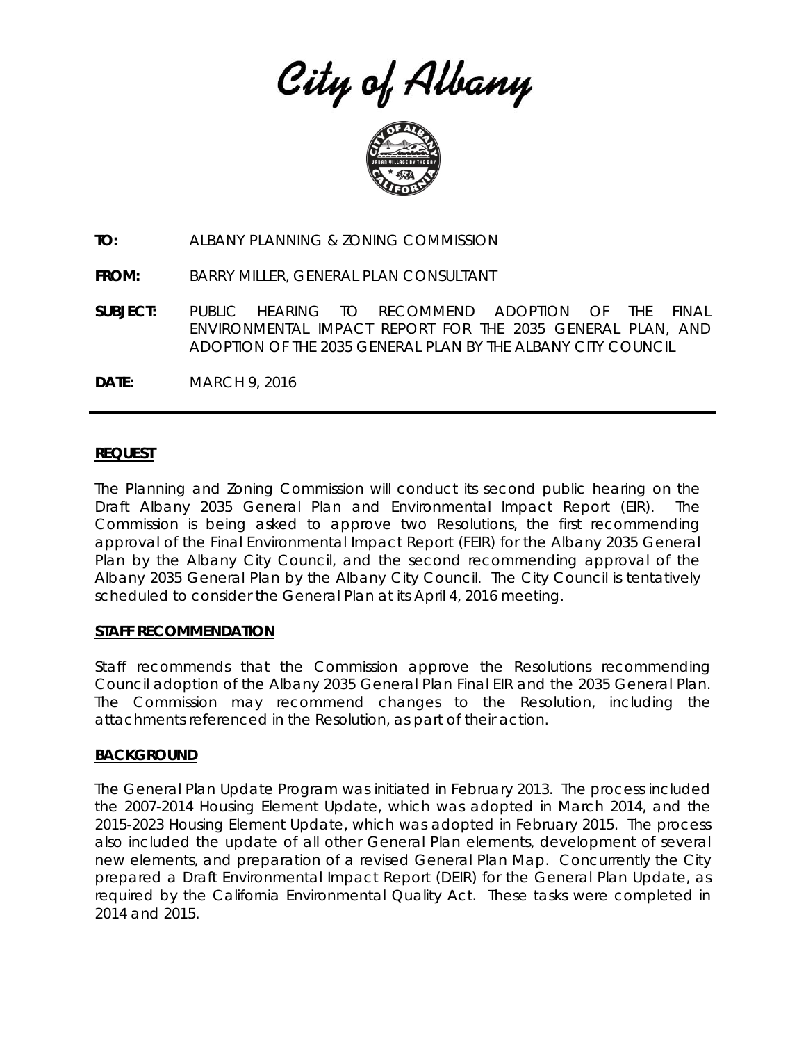# City of Albany

**TO:** ALBANY PLANNING & ZONING COMMISSION

**FROM:** BARRY MILLER, GENERAL PLAN CONSULTANT

**SUBJECT:** PUBLIC HEARING TO RECOMMEND ADOPTION OF THE FINAL ENVIRONMENTAL IMPACT REPORT FOR THE 2035 GENERAL PLAN, AND ADOPTION OF THE 2035 GENERAL PLAN BY THE ALBANY CITY COUNCIL

**DATE:** MARCH 9, 2016

---

## REQUEST

The Planning and Zoning Commission will conduct its second public hearing on the Draft Albany 2035 General Plan and Environmental Impact Report (EIR). The Commission is being asked to approve two Resolutions, the first recommending approval of the Final Environmental Impact Report (FEIR) for the Albany 2035 General Plan by the Albany City Council, and the second recommending approval of the Albany 2035 General Plan by the Albany City Council. The City Council is tentatively scheduled to consider the General Plan at its April 4, 2016 meeting.

## STAFF RECOMMENDATION

Staff recommends that the Commission approve the Resolutions recommending Council adoption of the Albany 2035 General Plan Final EIR and the 2035 General Plan. The Commission may recommend changes to the Resolution, including the attachments referenced in the Resolution, as part of their action.

## BACKGROUND

The General Plan Update Program was initiated in February 2013. The process included the 2007-2014 Housing Element Update, which was adopted in March 2014, and the 2015-2023 Housing Element Update, which was adopted in February 2015. The process also included the update of all other General Plan elements, development of several new elements, and preparation of a revised General Plan Map. Concurrently the City prepared a Draft Environmental Impact Report (DEIR) for the General Plan Update, as required by the California Environmental Quality Act. These tasks were completed in 2014 and 2015.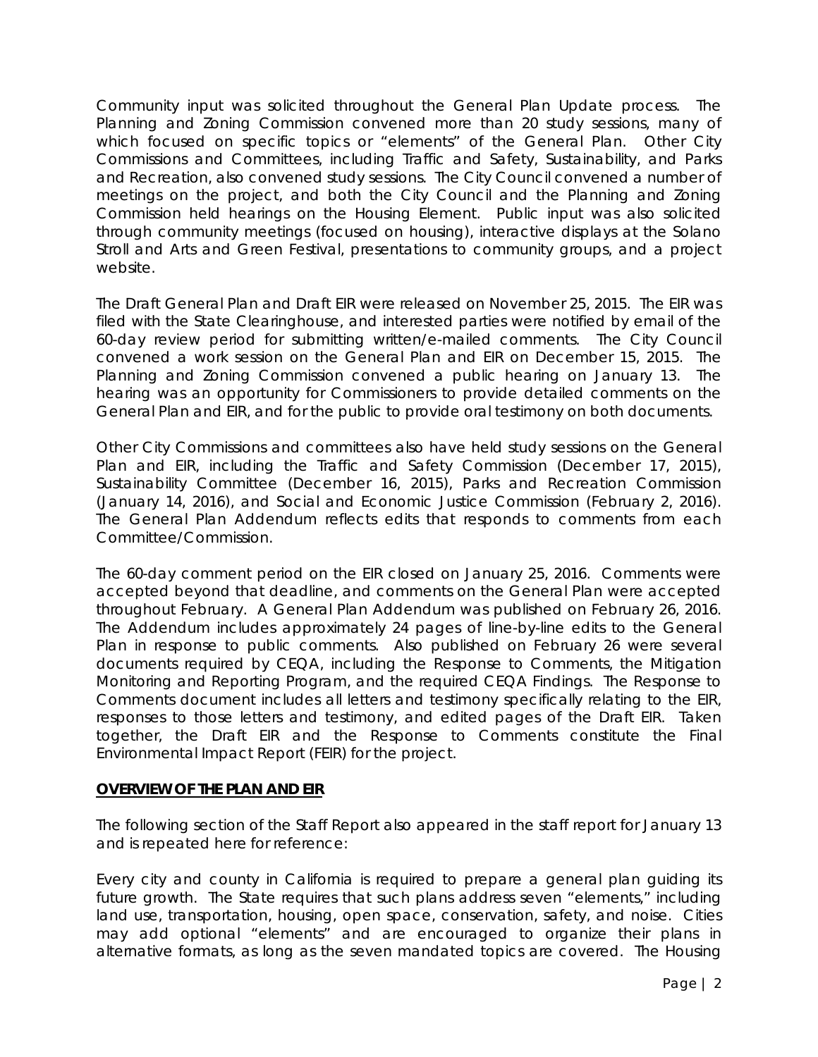Community input was solicited throughout the General Plan Update process. The Planning and Zoning Commission convened more than 20 study sessions, many of which focused on specific topics or "elements" of the General Plan. Other City Commissions and Committees, including Traffic and Safety, Sustainability, and Parks and Recreation, also convened study sessions. The City Council convened a number of meetings on the project, and both the City Council and the Planning and Zoning Commission held hearings on the Housing Element. Public input was also solicited through community meetings (focused on housing), interactive displays at the Solano Stroll and Arts and Green Festival, presentations to community groups, and a project website.

The Draft General Plan and Draft EIR were released on November 25, 2015. The EIR was filed with the State Clearinghouse, and interested parties were notified by email of the 60-day review period for submitting written/e-mailed comments. The City Council convened a work session on the General Plan and EIR on December 15, 2015. The Planning and Zoning Commission convened a public hearing on January 13. The hearing was an opportunity for Commissioners to provide detailed comments on the General Plan and EIR, and for the public to provide oral testimony on both documents.

Other City Commissions and committees also have held study sessions on the General Plan and EIR, including the Traffic and Safety Commission (December 17, 2015), Sustainability Committee (December 16, 2015), Parks and Recreation Commission (January 14, 2016), and Social and Economic Justice Commission (February 2, 2016). The General Plan Addendum reflects edits that responds to comments from each Committee/Commission.

The 60-day comment period on the EIR closed on January 25, 2016. Comments were accepted beyond that deadline, and comments on the General Plan were accepted throughout February. A General Plan Addendum was published on February 26, 2016. The Addendum includes approximately 24 pages of line-by-line edits to the General Plan in response to public comments. Also published on February 26 were several documents required by CEQA, including the Response to Comments, the Mitigation Monitoring and Reporting Program, and the required CEQA Findings. The Response to Comments document includes all letters and testimony specifically relating to the EIR, responses to those letters and testimony, and edited pages of the Draft EIR. Taken together, the Draft EIR and the Response to Comments constitute the Final Environmental Impact Report (FEIR) for the project.

## OVERVIEW OF THE PLAN AND EIR

The following section of the Staff Report also appeared in the staff report for January 13 and is repeated here for reference:

Every city and county in California is required to prepare a general plan guiding its future growth. The State requires that such plans address seven "elements," including land use, transportation, housing, open space, conservation, safety, and noise. Cities may add optional "elements" and are encouraged to organize their plans in alternative formats, as long as the seven mandated topics are covered. The Housing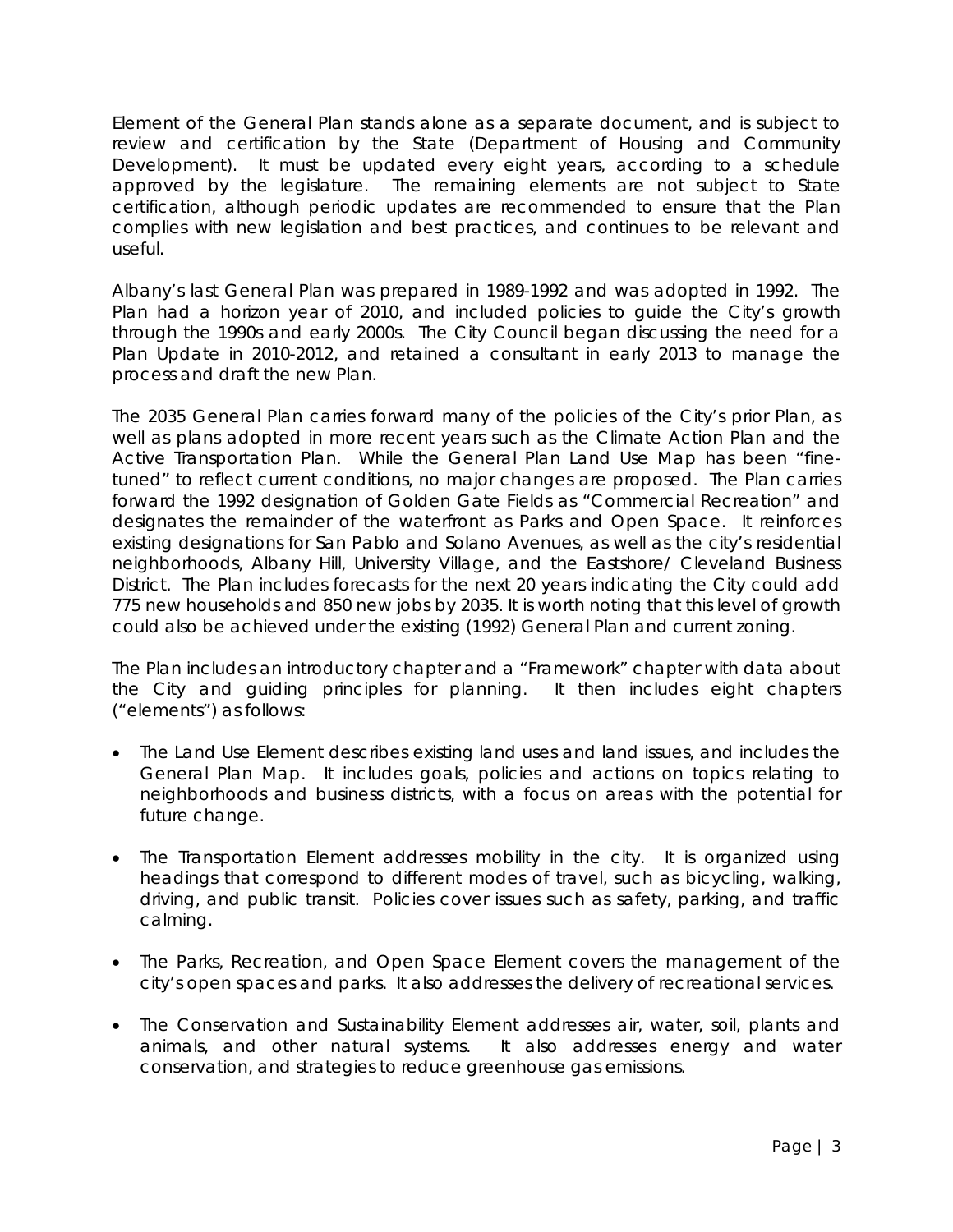Element of the General Plan stands alone as a separate document, and is subject to review and certification by the State (Department of Housing and Community Development). It must be updated every eight years, according to a schedule approved by the legislature. The remaining elements are not subject to State certification, although periodic updates are recommended to ensure that the Plan complies with new legislation and best practices, and continues to be relevant and useful.

Albany's last General Plan was prepared in 1989-1992 and was adopted in 1992. The Plan had a horizon year of 2010, and included policies to guide the City's growth through the 1990s and early 2000s. The City Council began discussing the need for a Plan Update in 2010-2012, and retained a consultant in early 2013 to manage the process and draft the new Plan.

The 2035 General Plan carries forward many of the policies of the City's prior Plan, as well as plans adopted in more recent years such as the Climate Action Plan and the Active Transportation Plan. While the General Plan Land Use Map has been "fine-tuned" to reflect current conditions, no major changes are proposed. The Plan carries forward the 1992 designation of Golden Gate Fields as "Commercial Recreation" and designates the remainder of the waterfront as Parks and Open Space. It reinforces existing designations for San Pablo and Solano Avenues, as well as the city's residential neighborhoods, Albany Hill, University Village, and the Eastshore/ Cleveland Business District. The Plan includes forecasts for the next 20 years indicating the City could add 775 new households and 850 new jobs by 2035. It is worth noting that this level of growth could also be achieved under the existing (1992) General Plan and current zoning.

The Plan includes an introductory chapter and a "Framework" chapter with data about the City and guiding principles for planning. It then includes eight chapters ("elements") as follows:

- The Land Use Element describes existing land uses and land issues, and includes the General Plan Map. It includes goals, policies and actions on topics relating to neighborhoods and business districts, with a focus on areas with the potential for future change.
- The Transportation Element addresses mobility in the city. It is organized using headings that correspond to different modes of travel, such as bicycling, walking, driving, and public transit. Policies cover issues such as safety, parking, and traffic calming.
- The Parks, Recreation, and Open Space Element covers the management of the city's open spaces and parks. It also addresses the delivery of recreational services.
- The Conservation and Sustainability Element addresses air, water, soil, plants and animals, and other natural systems. It also addresses energy and water conservation, and strategies to reduce greenhouse gas emissions.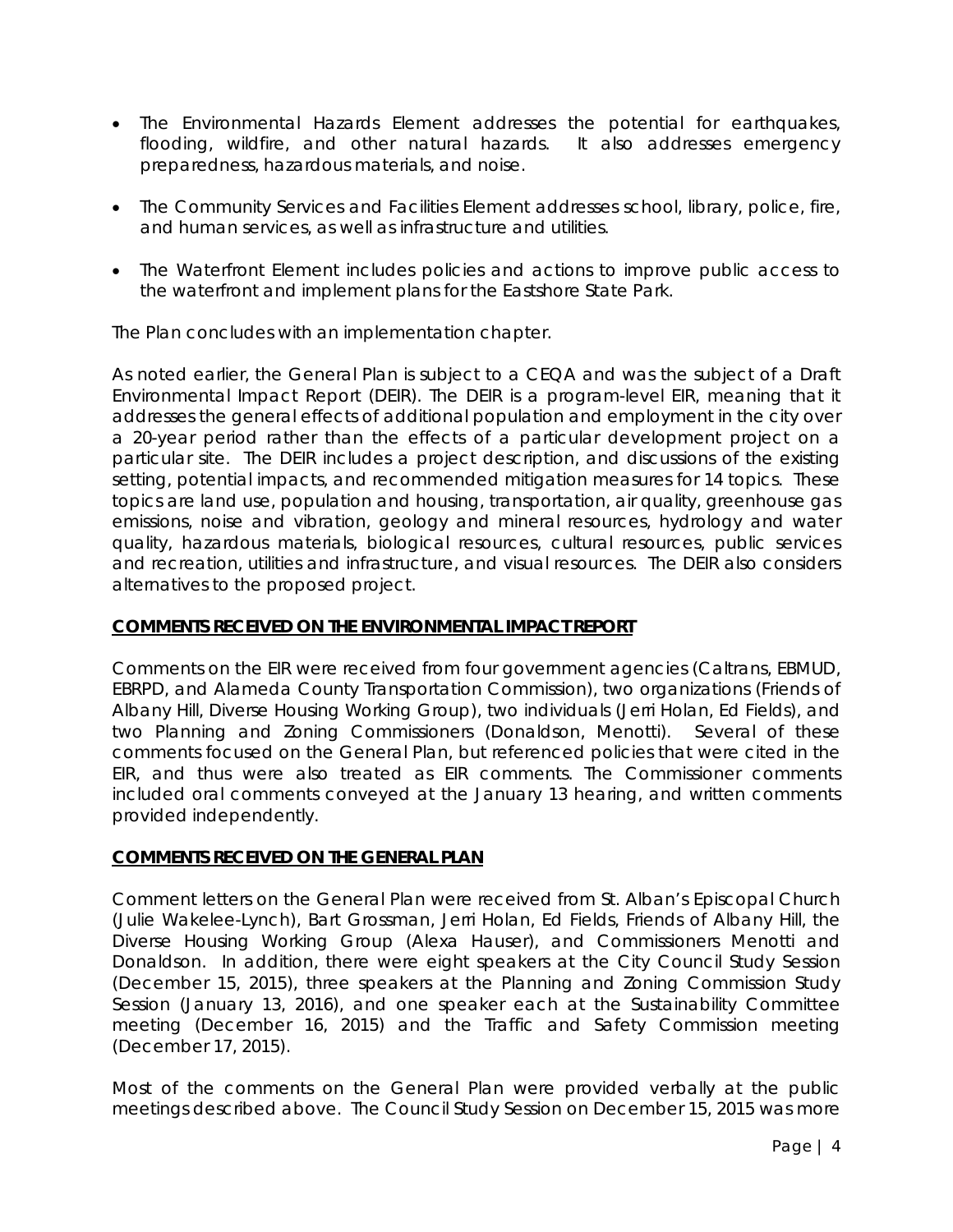- The Environmental Hazards Element addresses the potential for earthquakes, flooding, wildfire, and other natural hazards. It also addresses emergency preparedness, hazardous materials, and noise.
- The Community Services and Facilities Element addresses school, library, police, fire, and human services, as well as infrastructure and utilities.
- The Waterfront Element includes policies and actions to improve public access to the waterfront and implement plans for the Eastshore State Park.

The Plan concludes with an implementation chapter.

As noted earlier, the General Plan is subject to a CEQA and was the subject of a Draft Environmental Impact Report (DEIR). The DEIR is a program-level EIR, meaning that it addresses the general effects of additional population and employment in the city over a 20-year period rather than the effects of a particular development project on a particular site. The DEIR includes a project description, and discussions of the existing setting, potential impacts, and recommended mitigation measures for 14 topics. These topics are land use, population and housing, transportation, air quality, greenhouse gas emissions, noise and vibration, geology and mineral resources, hydrology and water quality, hazardous materials, biological resources, cultural resources, public services and recreation, utilities and infrastructure, and visual resources. The DEIR also considers alternatives to the proposed project.

**COMMENTS RECEIVED ON THE ENVIRONMENTAL IMPACT REPORT**

Comments on the EIR were received from four government agencies (Caltrans, EBMUD, EBRPD, and Alameda County Transportation Commission), two organizations (Friends of Albany Hill, Diverse Housing Working Group), two individuals (Jerri Holan, Ed Fields), and two Planning and Zoning Commissioners (Donaldson, Menotti). Several of these comments focused on the General Plan, but referenced policies that were cited in the EIR, and thus were also treated as EIR comments. The Commissioner comments included oral comments conveyed at the January 13 hearing, and written comments provided independently.

**COMMENTS RECEIVED ON THE GENERAL PLAN**

Comment letters on the General Plan were received from St. Alban's Episcopal Church (Julie Wakelee-Lynch), Bart Grossman, Jerri Holan, Ed Fields, Friends of Albany Hill, the Diverse Housing Working Group (Alexa Hauser), and Commissioners Menotti and Donaldson. In addition, there were eight speakers at the City Council Study Session (December 15, 2015), three speakers at the Planning and Zoning Commission Study Session (January 13, 2016), and one speaker each at the Sustainability Committee meeting (December 16, 2015) and the Traffic and Safety Commission meeting (December 17, 2015).

Most of the comments on the General Plan were provided verbally at the public meetings described above. The Council Study Session on December 15, 2015 was more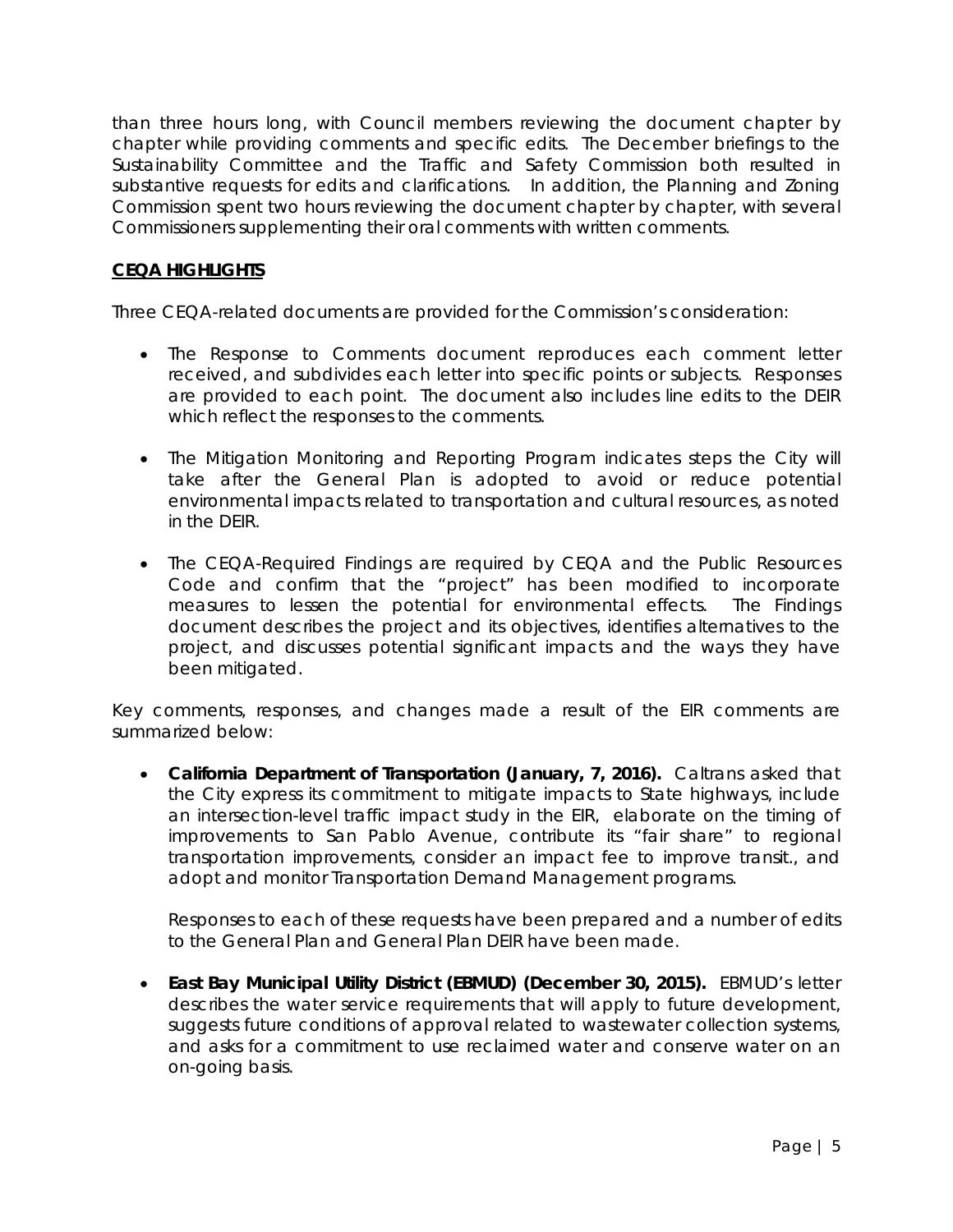than three hours long, with Council members reviewing the document chapter by chapter while providing comments and specific edits. The December briefings to the Sustainability Committee and the Traffic and Safety Commission both resulted in substantive requests for edits and clarifications. In addition, the Planning and Zoning Commission spent two hours reviewing the document chapter by chapter, with several Commissioners supplementing their oral comments with written comments.

**CEQA HIGHLIGHTS**

Three CEQA-related documents are provided for the Commission's consideration:

- The Response to Comments document reproduces each comment letter received, and subdivides each letter into specific points or subjects. Responses are provided to each point. The document also includes line edits to the DEIR which reflect the responses to the comments.

- The Mitigation Monitoring and Reporting Program indicates steps the City will take after the General Plan is adopted to avoid or reduce potential environmental impacts related to transportation and cultural resources, as noted in the DEIR.

- The CEQA-Required Findings are required by CEQA and the Public Resources Code and confirm that the "project" has been modified to incorporate measures to lessen the potential for environmental effects. The Findings document describes the project and its objectives, identifies alternatives to the project, and discusses potential significant impacts and the ways they have been mitigated.

Key comments, responses, and changes made a result of the EIR comments are summarized below:

- **California Department of Transportation (January, 7, 2016).** Caltrans asked that the City express its commitment to mitigate impacts to State highways, include an intersection-level traffic impact study in the EIR, elaborate on the timing of improvements to San Pablo Avenue, contribute its "fair share" to regional transportation improvements, consider an impact fee to improve transit., and adopt and monitor Transportation Demand Management programs.

  Responses to each of these requests have been prepared and a number of edits to the General Plan and General Plan DEIR have been made.

- **East Bay Municipal Utility District (EBMUD) (December 30, 2015).** EBMUD's letter describes the water service requirements that will apply to future development, suggests future conditions of approval related to wastewater collection systems, and asks for a commitment to use reclaimed water and conserve water on an on-going basis.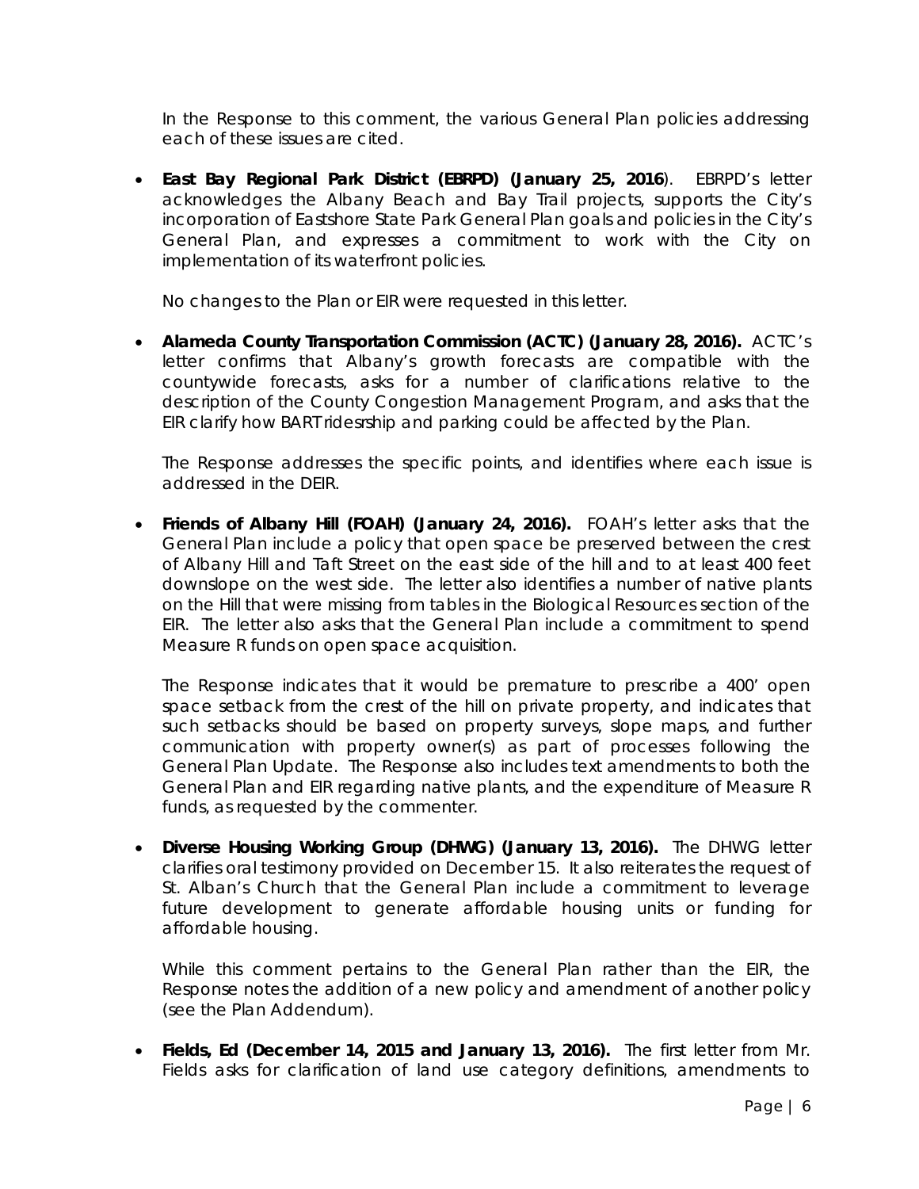In the Response to this comment, the various General Plan policies addressing each of these issues are cited.

- **East Bay Regional Park District (EBRPD) (January 25, 2016**). EBRPD's letter acknowledges the Albany Beach and Bay Trail projects, supports the City's incorporation of Eastshore State Park General Plan goals and policies in the City's General Plan, and expresses a commitment to work with the City on implementation of its waterfront policies.

  No changes to the Plan or EIR were requested in this letter.

- **Alameda County Transportation Commission (ACTC) (January 28, 2016).** ACTC's letter confirms that Albany's growth forecasts are compatible with the countywide forecasts, asks for a number of clarifications relative to the description of the County Congestion Management Program, and asks that the EIR clarify how BART ridesrship and parking could be affected by the Plan.

  The Response addresses the specific points, and identifies where each issue is addressed in the DEIR.

- **Friends of Albany Hill (FOAH) (January 24, 2016).** FOAH's letter asks that the General Plan include a policy that open space be preserved between the crest of Albany Hill and Taft Street on the east side of the hill and to at least 400 feet downslope on the west side. The letter also identifies a number of native plants on the Hill that were missing from tables in the Biological Resources section of the EIR. The letter also asks that the General Plan include a commitment to spend Measure R funds on open space acquisition.

  The Response indicates that it would be premature to prescribe a 400' open space setback from the crest of the hill on private property, and indicates that such setbacks should be based on property surveys, slope maps, and further communication with property owner(s) as part of processes following the General Plan Update. The Response also includes text amendments to both the General Plan and EIR regarding native plants, and the expenditure of Measure R funds, as requested by the commenter.

- **Diverse Housing Working Group (DHWG) (January 13, 2016).** The DHWG letter clarifies oral testimony provided on December 15. It also reiterates the request of St. Alban's Church that the General Plan include a commitment to leverage future development to generate affordable housing units or funding for affordable housing.

  While this comment pertains to the General Plan rather than the EIR, the Response notes the addition of a new policy and amendment of another policy (see the Plan Addendum).

- **Fields, Ed (December 14, 2015 and January 13, 2016).** The first letter from Mr. Fields asks for clarification of land use category definitions, amendments to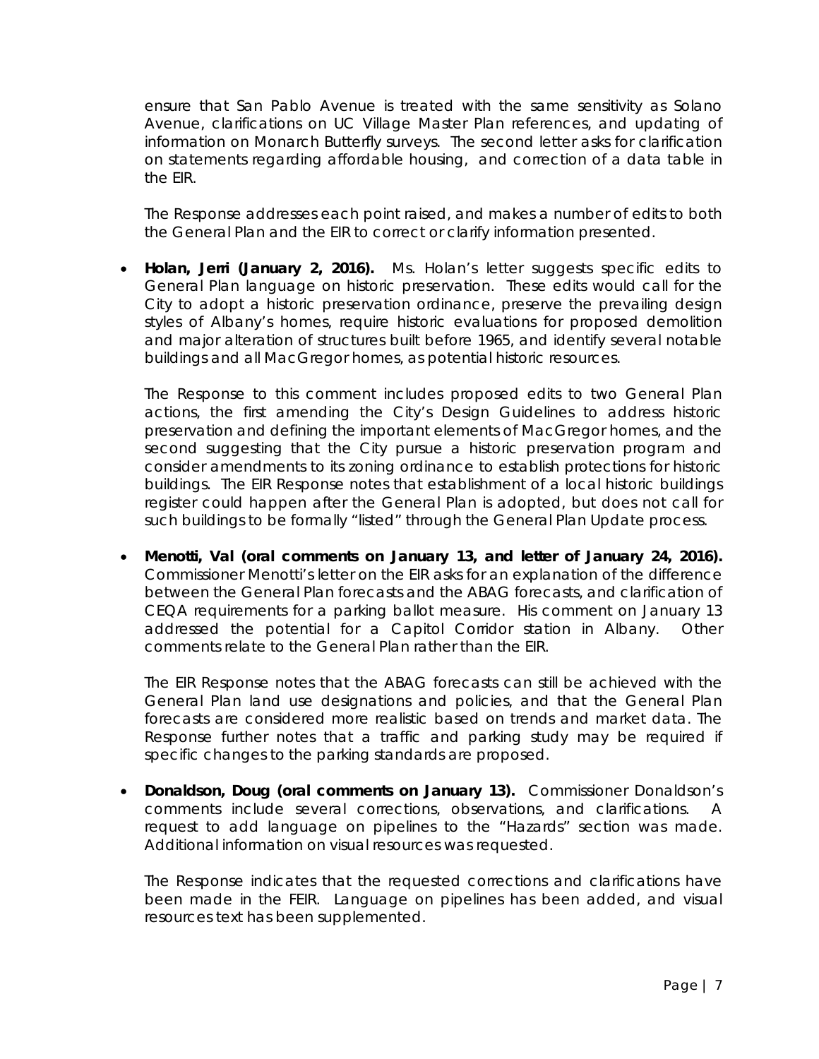ensure that San Pablo Avenue is treated with the same sensitivity as Solano Avenue, clarifications on UC Village Master Plan references, and updating of information on Monarch Butterfly surveys. The second letter asks for clarification on statements regarding affordable housing, and correction of a data table in the EIR.

The Response addresses each point raised, and makes a number of edits to both the General Plan and the EIR to correct or clarify information presented.

- **Holan, Jerri (January 2, 2016).** Ms. Holan's letter suggests specific edits to General Plan language on historic preservation. These edits would call for the City to adopt a historic preservation ordinance, preserve the prevailing design styles of Albany's homes, require historic evaluations for proposed demolition and major alteration of structures built before 1965, and identify several notable buildings and all MacGregor homes, as potential historic resources.

  The Response to this comment includes proposed edits to two General Plan actions, the first amending the City's Design Guidelines to address historic preservation and defining the important elements of MacGregor homes, and the second suggesting that the City pursue a historic preservation program and consider amendments to its zoning ordinance to establish protections for historic buildings. The EIR Response notes that establishment of a local historic buildings register could happen after the General Plan is adopted, but does not call for such buildings to be formally "listed" through the General Plan Update process.

- **Menotti, Val (oral comments on January 13, and letter of January 24, 2016).** Commissioner Menotti's letter on the EIR asks for an explanation of the difference between the General Plan forecasts and the ABAG forecasts, and clarification of CEQA requirements for a parking ballot measure. His comment on January 13 addressed the potential for a Capitol Corridor station in Albany. Other comments relate to the General Plan rather than the EIR.

  The EIR Response notes that the ABAG forecasts can still be achieved with the General Plan land use designations and policies, and that the General Plan forecasts are considered more realistic based on trends and market data. The Response further notes that a traffic and parking study may be required if specific changes to the parking standards are proposed.

- **Donaldson, Doug (oral comments on January 13).** Commissioner Donaldson's comments include several corrections, observations, and clarifications. A request to add language on pipelines to the "Hazards" section was made. Additional information on visual resources was requested.

  The Response indicates that the requested corrections and clarifications have been made in the FEIR. Language on pipelines has been added, and visual resources text has been supplemented.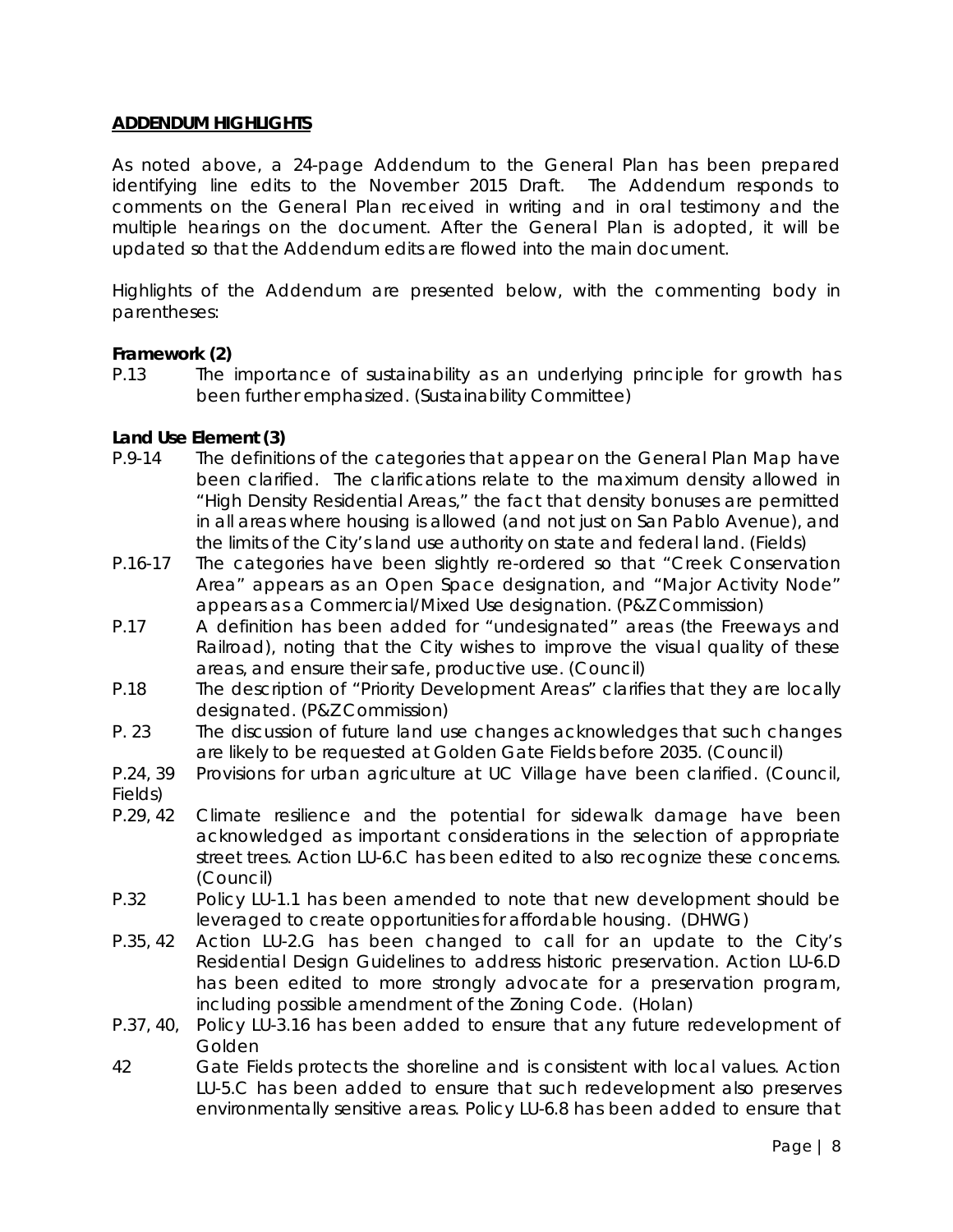**ADDENDUM HIGHLIGHTS**

As noted above, a 24-page Addendum to the General Plan has been prepared identifying line edits to the November 2015 Draft. The Addendum responds to comments on the General Plan received in writing and in oral testimony and the multiple hearings on the document. After the General Plan is adopted, it will be updated so that the Addendum edits are flowed into the main document.

Highlights of the Addendum are presented below, with the commenting body in parentheses:

**Framework (2)**

P.13 The importance of sustainability as an underlying principle for growth has been further emphasized. (Sustainability Committee)

**Land Use Element (3)**

P.9-14 The definitions of the categories that appear on the General Plan Map have been clarified. The clarifications relate to the maximum density allowed in "High Density Residential Areas," the fact that density bonuses are permitted in all areas where housing is allowed (and not just on San Pablo Avenue), and the limits of the City's land use authority on state and federal land. (Fields)

P.16-17 The categories have been slightly re-ordered so that "Creek Conservation Area" appears as an Open Space designation, and "Major Activity Node" appears as a Commercial/Mixed Use designation. (P&Z Commission)

P.17 A definition has been added for "undesignated" areas (the Freeways and Railroad), noting that the City wishes to improve the visual quality of these areas, and ensure their safe, productive use. (Council)

P.18 The description of "Priority Development Areas" clarifies that they are locally designated. (P&Z Commission)

P. 23 The discussion of future land use changes acknowledges that such changes are likely to be requested at Golden Gate Fields before 2035. (Council)

P.24, 39 Provisions for urban agriculture at UC Village have been clarified. (Council, Fields)

P.29, 42 Climate resilience and the potential for sidewalk damage have been acknowledged as important considerations in the selection of appropriate street trees. Action LU-6.C has been edited to also recognize these concerns. (Council)

P.32 Policy LU-1.1 has been amended to note that new development should be leveraged to create opportunities for affordable housing. (DHWG)

P.35, 42 Action LU-2.G has been changed to call for an update to the City's Residential Design Guidelines to address historic preservation. Action LU-6.D has been edited to more strongly advocate for a preservation program, including possible amendment of the Zoning Code. (Holan)

P.37, 40, 42 Policy LU-3.16 has been added to ensure that any future redevelopment of Golden Gate Fields protects the shoreline and is consistent with local values. Action LU-5.C has been added to ensure that such redevelopment also preserves environmentally sensitive areas. Policy LU-6.8 has been added to ensure that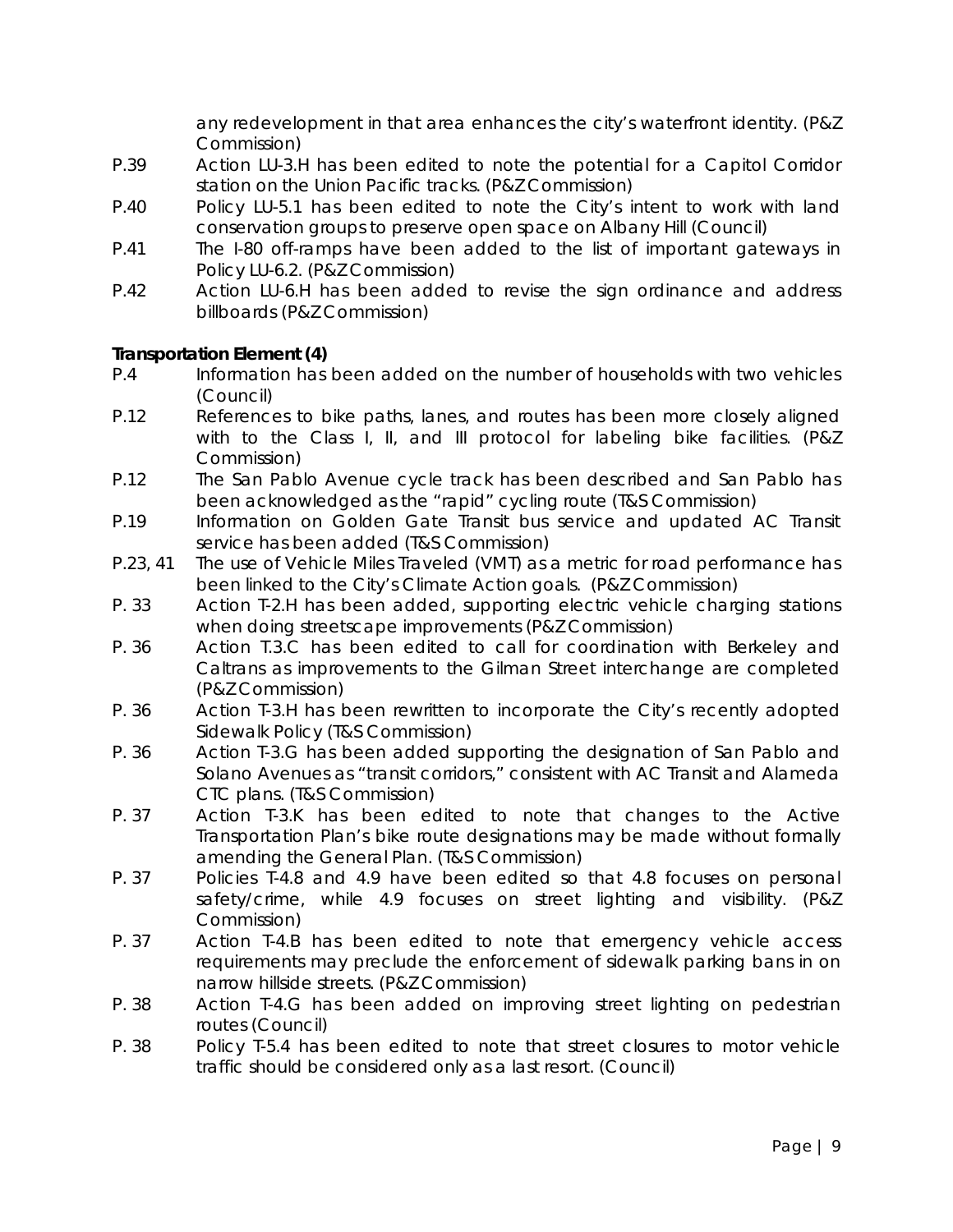any redevelopment in that area enhances the city's waterfront identity. (P&Z Commission)

P.39 Action LU-3.H has been edited to note the potential for a Capitol Corridor station on the Union Pacific tracks. (P&Z Commission)

P.40 Policy LU-5.1 has been edited to note the City's intent to work with land conservation groups to preserve open space on Albany Hill (Council)

P.41 The I-80 off-ramps have been added to the list of important gateways in Policy LU-6.2. (P&Z Commission)

P.42 Action LU-6.H has been added to revise the sign ordinance and address billboards (P&Z Commission)

**Transportation Element (4)**

P.4 Information has been added on the number of households with two vehicles (Council)

P.12 References to bike paths, lanes, and routes has been more closely aligned with to the Class I, II, and III protocol for labeling bike facilities. (P&Z Commission)

P.12 The San Pablo Avenue cycle track has been described and San Pablo has been acknowledged as the "rapid" cycling route (T&S Commission)

P.19 Information on Golden Gate Transit bus service and updated AC Transit service has been added (T&S Commission)

P.23, 41 The use of Vehicle Miles Traveled (VMT) as a metric for road performance has been linked to the City's Climate Action goals. (P&Z Commission)

P. 33 Action T-2.H has been added, supporting electric vehicle charging stations when doing streetscape improvements (P&Z Commission)

P. 36 Action T.3.C has been edited to call for coordination with Berkeley and Caltrans as improvements to the Gilman Street interchange are completed (P&Z Commission)

P. 36 Action T-3.H has been rewritten to incorporate the City's recently adopted Sidewalk Policy (T&S Commission)

P. 36 Action T-3.G has been added supporting the designation of San Pablo and Solano Avenues as "transit corridors," consistent with AC Transit and Alameda CTC plans. (T&S Commission)

P. 37 Action T-3.K has been edited to note that changes to the Active Transportation Plan's bike route designations may be made without formally amending the General Plan. (T&S Commission)

P. 37 Policies T-4.8 and 4.9 have been edited so that 4.8 focuses on personal safety/crime, while 4.9 focuses on street lighting and visibility. (P&Z Commission)

P. 37 Action T-4.B has been edited to note that emergency vehicle access requirements may preclude the enforcement of sidewalk parking bans in on narrow hillside streets. (P&Z Commission)

P. 38 Action T-4.G has been added on improving street lighting on pedestrian routes (Council)

P. 38 Policy T-5.4 has been edited to note that street closures to motor vehicle traffic should be considered only as a last resort. (Council)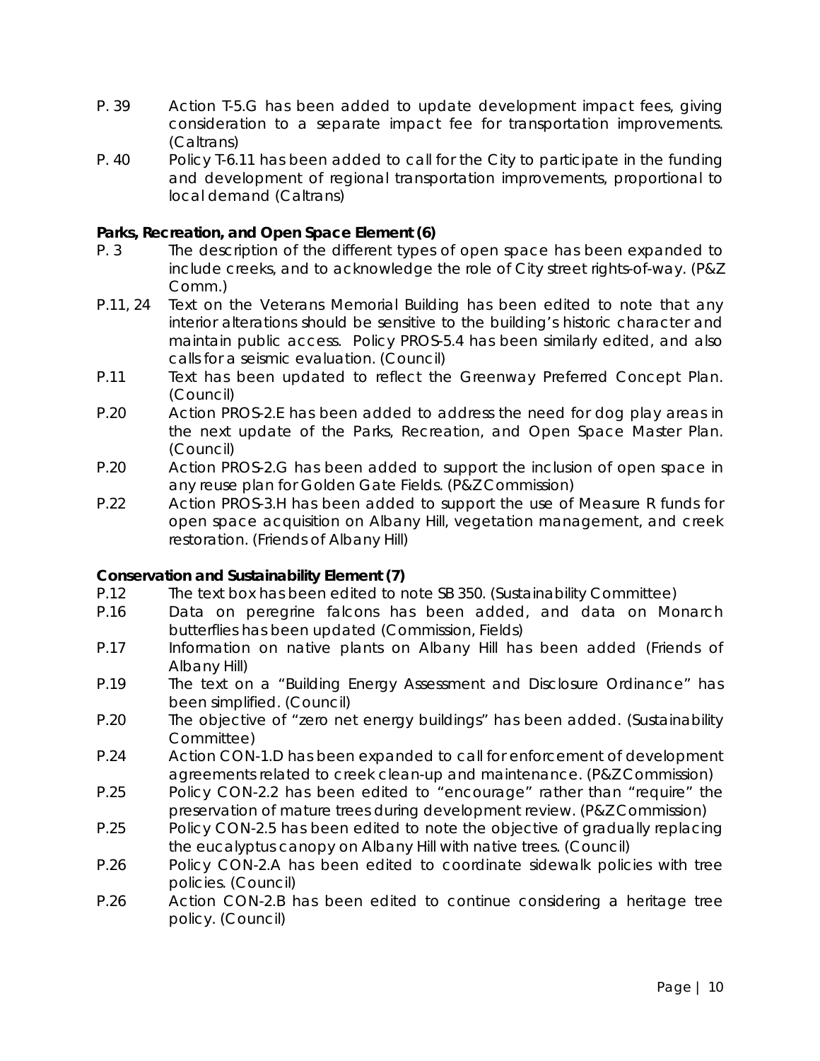P. 39 Action T-5.G has been added to update development impact fees, giving consideration to a separate impact fee for transportation improvements. (Caltrans)

P. 40 Policy T-6.11 has been added to call for the City to participate in the funding and development of regional transportation improvements, proportional to local demand (Caltrans)

**Parks, Recreation, and Open Space Element (6)**

P. 3 The description of the different types of open space has been expanded to include creeks, and to acknowledge the role of City street rights-of-way. (P&Z Comm.)

P.11, 24 Text on the Veterans Memorial Building has been edited to note that any interior alterations should be sensitive to the building's historic character and maintain public access. Policy PROS-5.4 has been similarly edited, and also calls for a seismic evaluation. (Council)

P.11 Text has been updated to reflect the Greenway Preferred Concept Plan. (Council)

P.20 Action PROS-2.E has been added to address the need for dog play areas in the next update of the Parks, Recreation, and Open Space Master Plan. (Council)

P.20 Action PROS-2.G has been added to support the inclusion of open space in any reuse plan for Golden Gate Fields. (P&Z Commission)

P.22 Action PROS-3.H has been added to support the use of Measure R funds for open space acquisition on Albany Hill, vegetation management, and creek restoration. (Friends of Albany Hill)

**Conservation and Sustainability Element (7)**

P.12 The text box has been edited to note SB 350. (Sustainability Committee)

P.16 Data on peregrine falcons has been added, and data on Monarch butterflies has been updated (Commission, Fields)

P.17 Information on native plants on Albany Hill has been added (Friends of Albany Hill)

P.19 The text on a "Building Energy Assessment and Disclosure Ordinance" has been simplified. (Council)

P.20 The objective of "zero net energy buildings" has been added. (Sustainability Committee)

P.24 Action CON-1.D has been expanded to call for enforcement of development agreements related to creek clean-up and maintenance. (P&Z Commission)

P.25 Policy CON-2.2 has been edited to "encourage" rather than "require" the preservation of mature trees during development review. (P&Z Commission)

P.25 Policy CON-2.5 has been edited to note the objective of gradually replacing the eucalyptus canopy on Albany Hill with native trees. (Council)

P.26 Policy CON-2.A has been edited to coordinate sidewalk policies with tree policies. (Council)

P.26 Action CON-2.B has been edited to continue considering a heritage tree policy. (Council)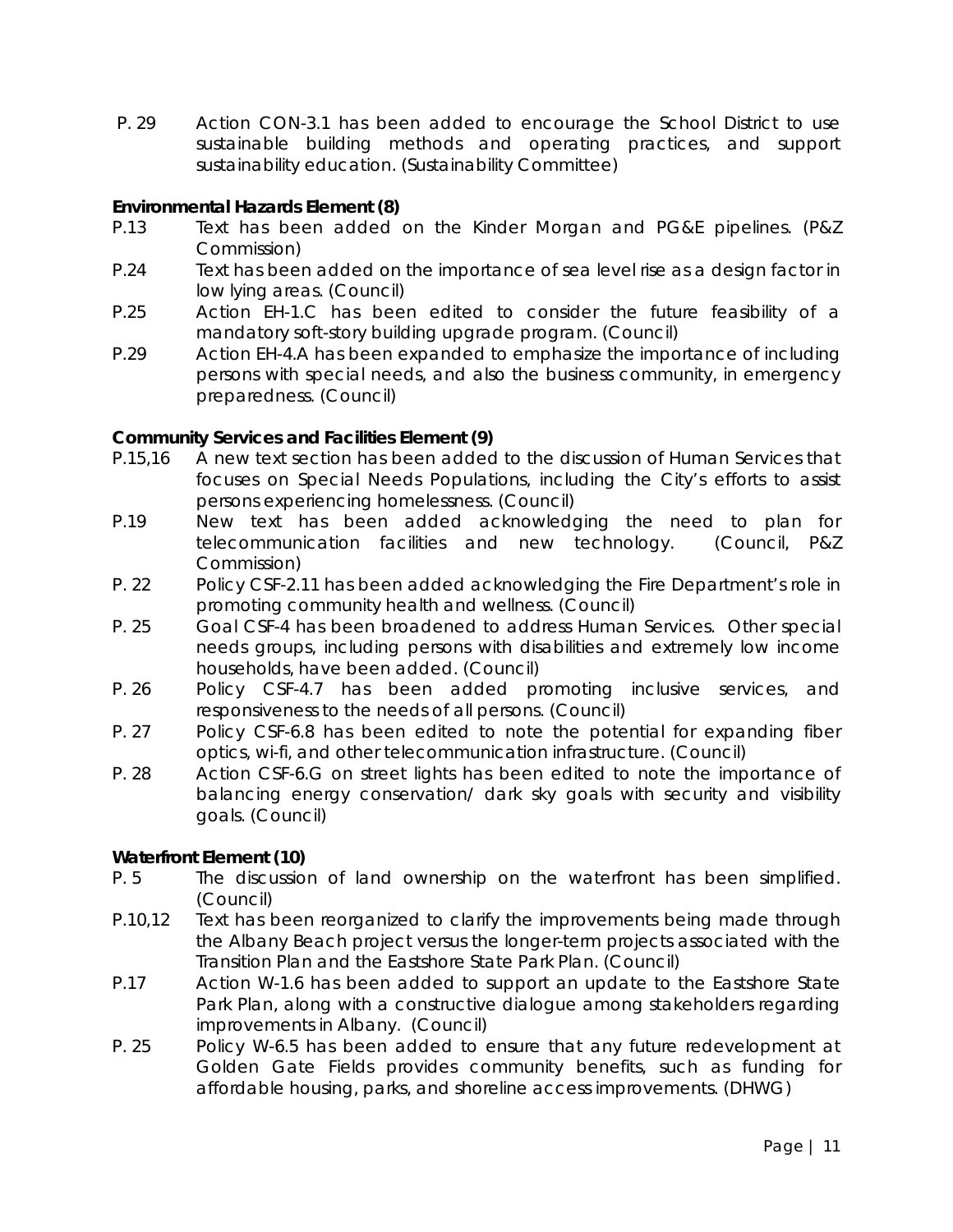P. 29 Action CON-3.1 has been added to encourage the School District to use sustainable building methods and operating practices, and support sustainability education. (Sustainability Committee)

**Environmental Hazards Element (8)**

P.13 Text has been added on the Kinder Morgan and PG&E pipelines. (P&Z Commission)

P.24 Text has been added on the importance of sea level rise as a design factor in low lying areas. (Council)

P.25 Action EH-1.C has been edited to consider the future feasibility of a mandatory soft-story building upgrade program. (Council)

P.29 Action EH-4.A has been expanded to emphasize the importance of including persons with special needs, and also the business community, in emergency preparedness. (Council)

**Community Services and Facilities Element (9)**

P.15,16 A new text section has been added to the discussion of Human Services that focuses on Special Needs Populations, including the City's efforts to assist persons experiencing homelessness. (Council)

P.19 New text has been added acknowledging the need to plan for telecommunication facilities and new technology. (Council, P&Z Commission)

P. 22 Policy CSF-2.11 has been added acknowledging the Fire Department's role in promoting community health and wellness. (Council)

P. 25 Goal CSF-4 has been broadened to address Human Services. Other special needs groups, including persons with disabilities and extremely low income households, have been added. (Council)

P. 26 Policy CSF-4.7 has been added promoting inclusive services, and responsiveness to the needs of all persons. (Council)

P. 27 Policy CSF-6.8 has been edited to note the potential for expanding fiber optics, wi-fi, and other telecommunication infrastructure. (Council)

P. 28 Action CSF-6.G on street lights has been edited to note the importance of balancing energy conservation/ dark sky goals with security and visibility goals. (Council)

**Waterfront Element (10)**

P. 5 The discussion of land ownership on the waterfront has been simplified. (Council)

P.10,12 Text has been reorganized to clarify the improvements being made through the Albany Beach project versus the longer-term projects associated with the Transition Plan and the Eastshore State Park Plan. (Council)

P.17 Action W-1.6 has been added to support an update to the Eastshore State Park Plan, along with a constructive dialogue among stakeholders regarding improvements in Albany. (Council)

P. 25 Policy W-6.5 has been added to ensure that any future redevelopment at Golden Gate Fields provides community benefits, such as funding for affordable housing, parks, and shoreline access improvements. (DHWG)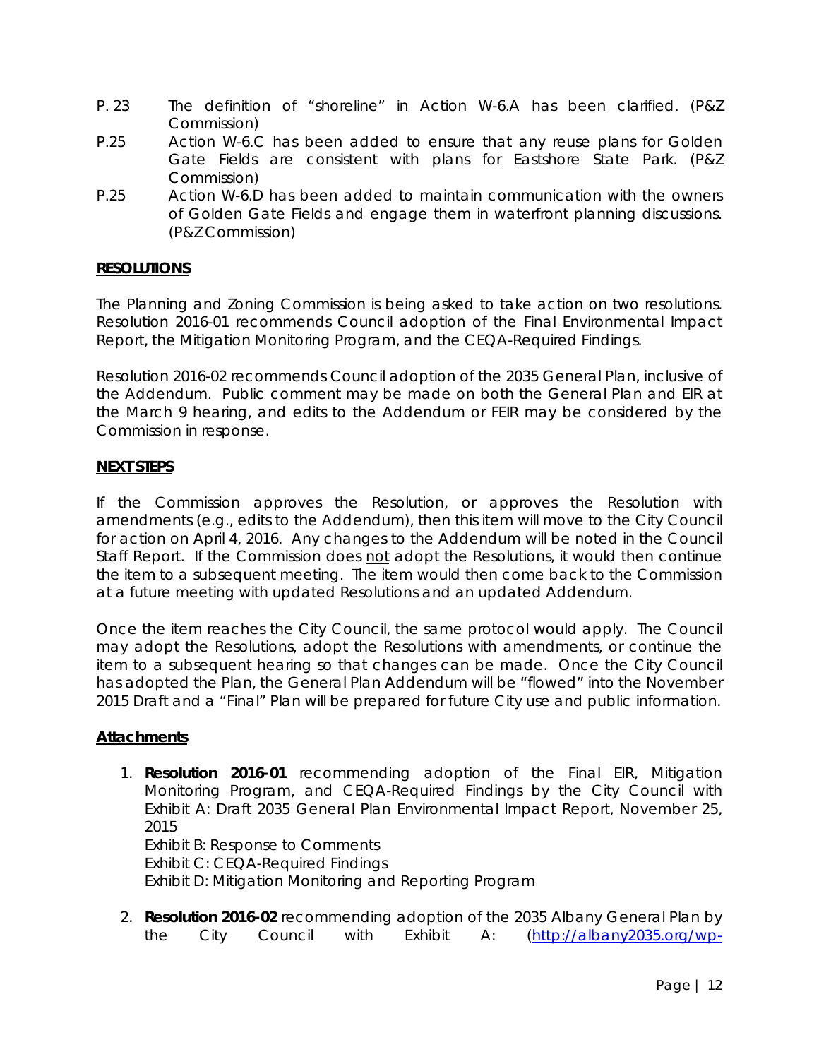P. 23 The definition of "shoreline" in Action W-6.A has been clarified. (P&Z Commission)

P.25 Action W-6.C has been added to ensure that any reuse plans for Golden Gate Fields are consistent with plans for Eastshore State Park. (P&Z Commission)

P.25 Action W-6.D has been added to maintain communication with the owners of Golden Gate Fields and engage them in waterfront planning discussions. (P&Z Commission)

**RESOLUTIONS**

The Planning and Zoning Commission is being asked to take action on two resolutions. Resolution 2016-01 recommends Council adoption of the Final Environmental Impact Report, the Mitigation Monitoring Program, and the CEQA-Required Findings.

Resolution 2016-02 recommends Council adoption of the 2035 General Plan, inclusive of the Addendum. Public comment may be made on both the General Plan and EIR at the March 9 hearing, and edits to the Addendum or FEIR may be considered by the Commission in response.

**NEXT STEPS**

If the Commission approves the Resolution, or approves the Resolution with amendments (e.g., edits to the Addendum), then this item will move to the City Council for action on April 4, 2016. Any changes to the Addendum will be noted in the Council Staff Report. If the Commission does not adopt the Resolutions, it would then continue the item to a subsequent meeting. The item would then come back to the Commission at a future meeting with updated Resolutions and an updated Addendum.

Once the item reaches the City Council, the same protocol would apply. The Council may adopt the Resolutions, adopt the Resolutions with amendments, or continue the item to a subsequent hearing so that changes can be made. Once the City Council has adopted the Plan, the General Plan Addendum will be "flowed" into the November 2015 Draft and a "Final" Plan will be prepared for future City use and public information.

**Attachments**

1. **Resolution 2016-01** recommending adoption of the Final EIR, Mitigation Monitoring Program, and CEQA-Required Findings by the City Council with Exhibit A: Draft 2035 General Plan Environmental Impact Report, November 25, 2015
   Exhibit B: Response to Comments
   Exhibit C: CEQA-Required Findings
   Exhibit D: Mitigation Monitoring and Reporting Program

2. **Resolution 2016-02** recommending adoption of the 2035 Albany General Plan by the City Council with Exhibit A: (http://albany2035.org/wp-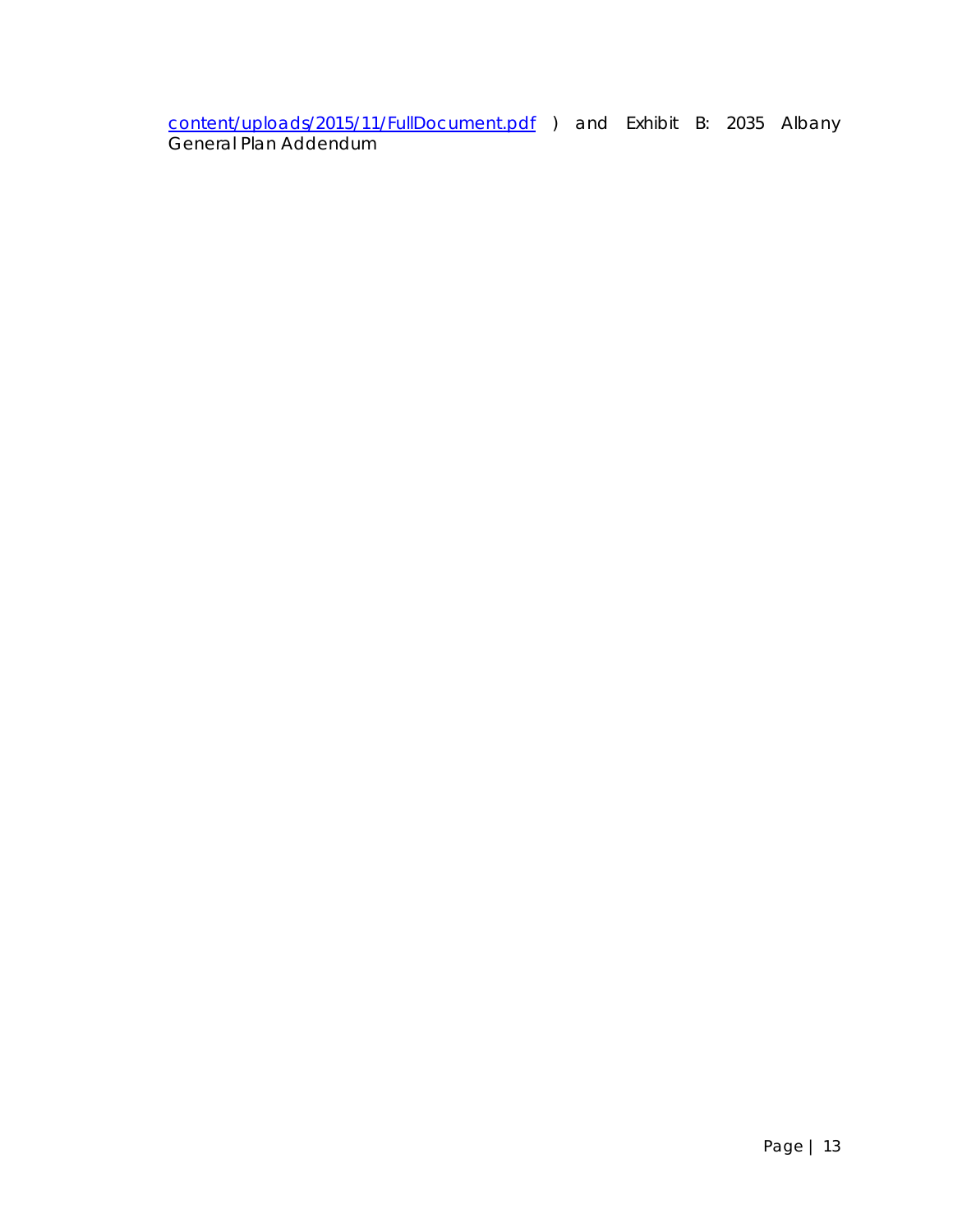content/uploads/2015/11/FullDocument.pdf ) and Exhibit B: 2035 Albany General Plan Addendum